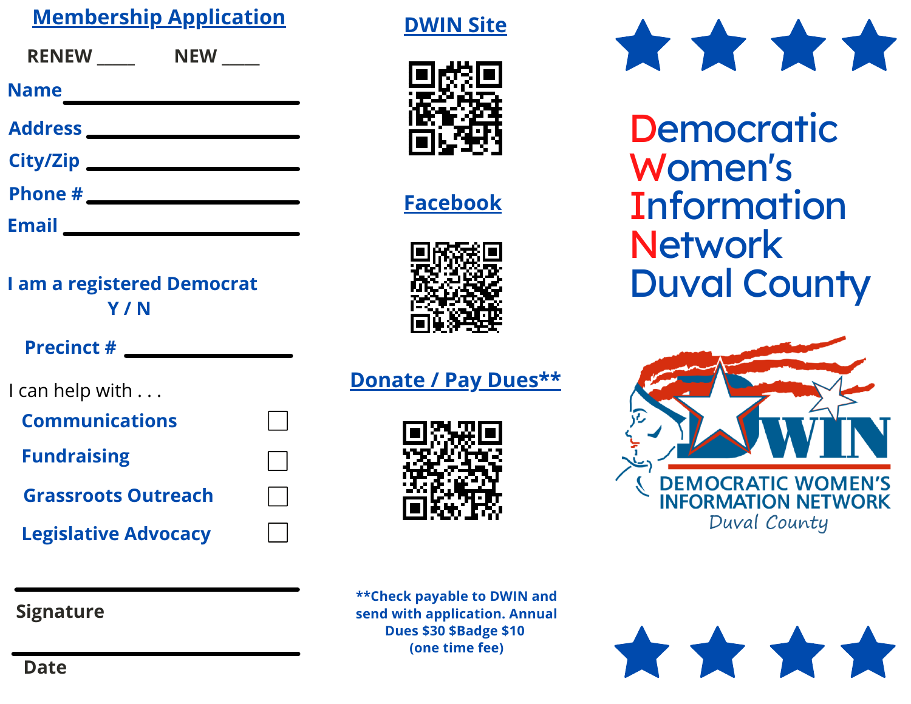## Membership Application

RENEW ____ NEW ____

**Name** ______________________________

**Address** ______________________________

**City/Zip** ______________________________

**Phone #** ______________________________

**Email** ______________________________

**I am a registered Democrat**
**Y / N**

**Precinct #** ______________________

I can help with . . .

- [ ] **Communications**
- [ ] **Fundraising**
- [ ] **Grassroots Outreach**
- [ ] **Legislative Advocacy**

______________________________
**Signature**

______________________________
**Date**

## DWIN Site

## Facebook

## Donate / Pay Dues**

**\*\*Check payable to DWIN and send with application. Annual Dues $30 $Badge $10 (one time fee)**

# Democratic Women's Information Network Duval County

DWIN
DEMOCRATIC WOMEN'S INFORMATION NETWORK
*Duval County*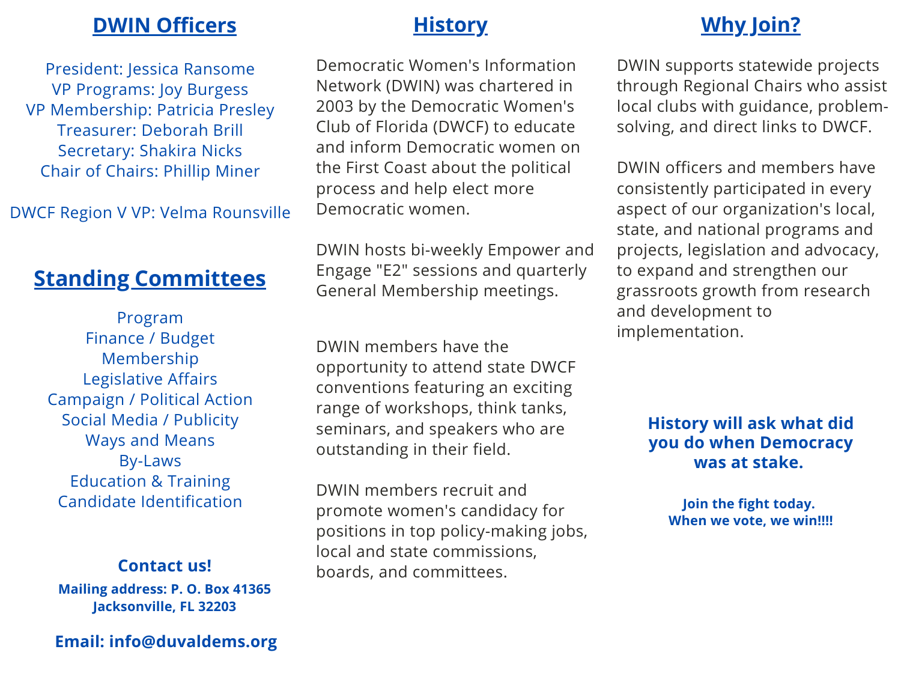## DWIN Officers

President: Jessica Ransome
VP Programs: Joy Burgess
VP Membership: Patricia Presley
Treasurer: Deborah Brill
Secretary: Shakira Nicks
Chair of Chairs: Phillip Miner

DWCF Region V VP: Velma Rounsville

## Standing Committees

Program
Finance / Budget
Membership
Legislative Affairs
Campaign / Political Action
Social Media / Publicity
Ways and Means
By-Laws
Education & Training
Candidate Identification

**Contact us!**

**Mailing address: P. O. Box 41365**
**Jacksonville, FL 32203**

**Email: info@duvaldems.org**

## History

Democratic Women's Information Network (DWIN) was chartered in 2003 by the Democratic Women's Club of Florida (DWCF) to educate and inform Democratic women on the First Coast about the political process and help elect more Democratic women.

DWIN hosts bi-weekly Empower and Engage "E2" sessions and quarterly General Membership meetings.

DWIN members have the opportunity to attend state DWCF conventions featuring an exciting range of workshops, think tanks, seminars, and speakers who are outstanding in their field.

DWIN members recruit and promote women's candidacy for positions in top policy-making jobs, local and state commissions, boards, and committees.

## Why Join?

DWIN supports statewide projects through Regional Chairs who assist local clubs with guidance, problem-solving, and direct links to DWCF.

DWIN officers and members have consistently participated in every aspect of our organization's local, state, and national programs and projects, legislation and advocacy, to expand and strengthen our grassroots growth from research and development to implementation.

**History will ask what did you do when Democracy was at stake.**

**Join the fight today.**
**When we vote, we win!!!!**